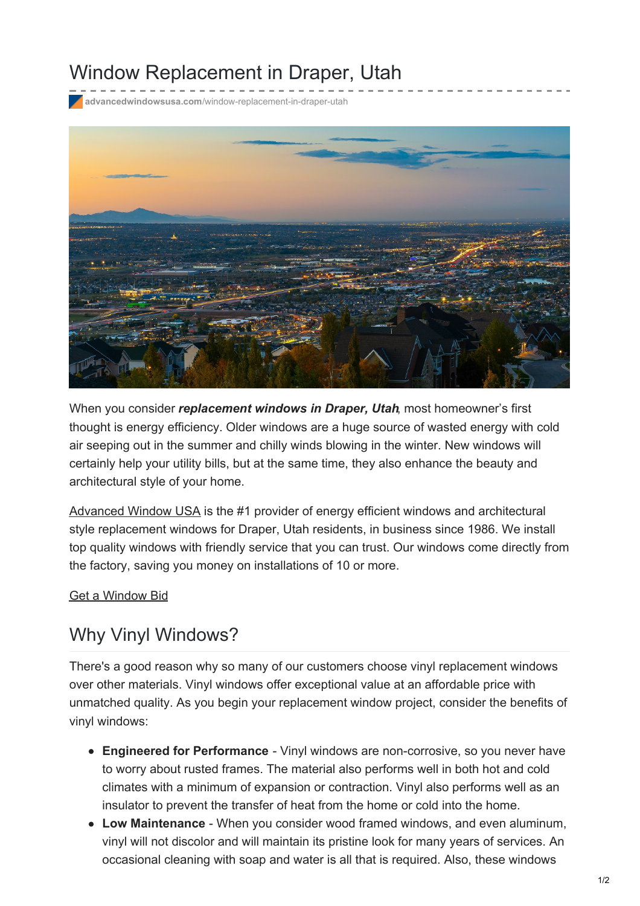# Window Replacement in Draper, Utah

advancedwindowsusa.com/window-replacement-in-draper-utah

When you consider ***replacement windows in Draper, Utah***, most homeowner's first thought is energy efficiency. Older windows are a huge source of wasted energy with cold air seeping out in the summer and chilly winds blowing in the winter. New windows will certainly help your utility bills, but at the same time, they also enhance the beauty and architectural style of your home.

Advanced Window USA is the #1 provider of energy efficient windows and architectural style replacement windows for Draper, Utah residents, in business since 1986. We install top quality windows with friendly service that you can trust. Our windows come directly from the factory, saving you money on installations of 10 or more.

Get a Window Bid

## Why Vinyl Windows?

There's a good reason why so many of our customers choose vinyl replacement windows over other materials. Vinyl windows offer exceptional value at an affordable price with unmatched quality. As you begin your replacement window project, consider the benefits of vinyl windows:

- **Engineered for Performance** - Vinyl windows are non-corrosive, so you never have to worry about rusted frames. The material also performs well in both hot and cold climates with a minimum of expansion or contraction. Vinyl also performs well as an insulator to prevent the transfer of heat from the home or cold into the home.
- **Low Maintenance** - When you consider wood framed windows, and even aluminum, vinyl will not discolor and will maintain its pristine look for many years of services. An occasional cleaning with soap and water is all that is required. Also, these windows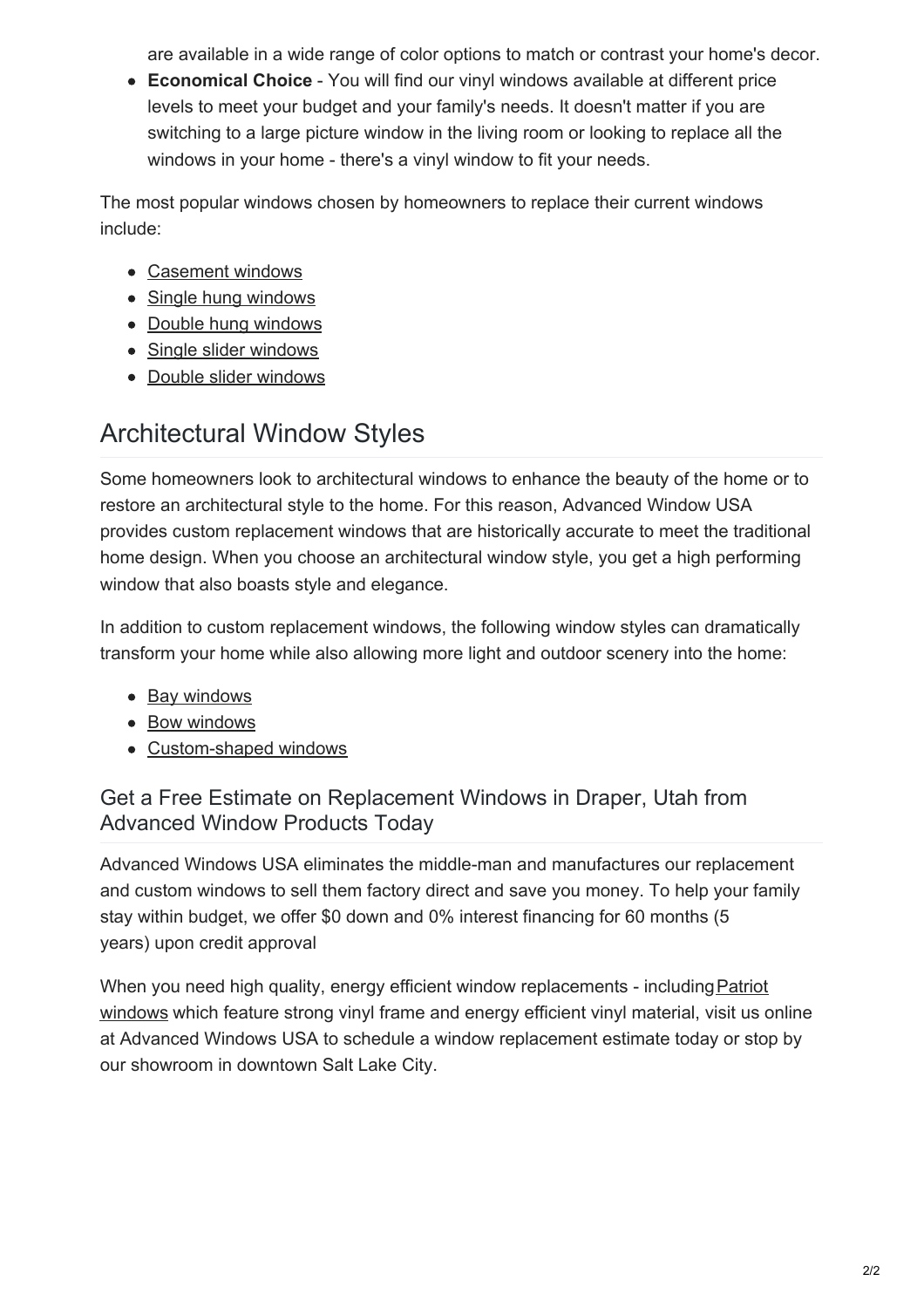are available in a wide range of color options to match or contrast your home's decor.

- **Economical Choice** - You will find our vinyl windows available at different price levels to meet your budget and your family's needs. It doesn't matter if you are switching to a large picture window in the living room or looking to replace all the windows in your home - there's a vinyl window to fit your needs.

The most popular windows chosen by homeowners to replace their current windows include:

- Casement windows
- Single hung windows
- Double hung windows
- Single slider windows
- Double slider windows

## Architectural Window Styles

Some homeowners look to architectural windows to enhance the beauty of the home or to restore an architectural style to the home. For this reason, Advanced Window USA provides custom replacement windows that are historically accurate to meet the traditional home design. When you choose an architectural window style, you get a high performing window that also boasts style and elegance.

In addition to custom replacement windows, the following window styles can dramatically transform your home while also allowing more light and outdoor scenery into the home:

- Bay windows
- Bow windows
- Custom-shaped windows

### Get a Free Estimate on Replacement Windows in Draper, Utah from Advanced Window Products Today

Advanced Windows USA eliminates the middle-man and manufactures our replacement and custom windows to sell them factory direct and save you money. To help your family stay within budget, we offer $0 down and 0% interest financing for 60 months (5 years) upon credit approval

When you need high quality, energy efficient window replacements - including Patriot windows which feature strong vinyl frame and energy efficient vinyl material, visit us online at Advanced Windows USA to schedule a window replacement estimate today or stop by our showroom in downtown Salt Lake City.